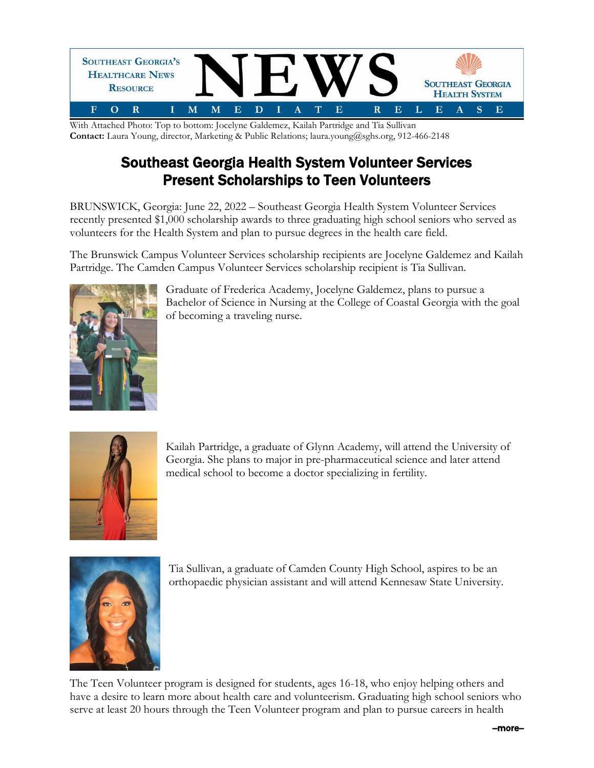**SOUTHEAST GEORGIA'S HEALTHCARE NEWS RESOURCE** — **NEWS** — **SOUTHEAST GEORGIA HEALTH SYSTEM**

**FOR IMMEDIATE RELEASE**

With Attached Photo: Top to bottom: Jocelyne Galdemez, Kailah Partridge and Tia Sullivan
**Contact:** Laura Young, director, Marketing & Public Relations; laura.young@sghs.org, 912-466-2148

# Southeast Georgia Health System Volunteer Services Present Scholarships to Teen Volunteers

BRUNSWICK, Georgia: June 22, 2022 – Southeast Georgia Health System Volunteer Services recently presented $1,000 scholarship awards to three graduating high school seniors who served as volunteers for the Health System and plan to pursue degrees in the health care field.

The Brunswick Campus Volunteer Services scholarship recipients are Jocelyne Galdemez and Kailah Partridge. The Camden Campus Volunteer Services scholarship recipient is Tia Sullivan.

Graduate of Frederica Academy, Jocelyne Galdemez, plans to pursue a Bachelor of Science in Nursing at the College of Coastal Georgia with the goal of becoming a traveling nurse.

Kailah Partridge, a graduate of Glynn Academy, will attend the University of Georgia. She plans to major in pre-pharmaceutical science and later attend medical school to become a doctor specializing in fertility.

Tia Sullivan, a graduate of Camden County High School, aspires to be an orthopaedic physician assistant and will attend Kennesaw State University.

The Teen Volunteer program is designed for students, ages 16-18, who enjoy helping others and have a desire to learn more about health care and volunteerism. Graduating high school seniors who serve at least 20 hours through the Teen Volunteer program and plan to pursue careers in health

–more–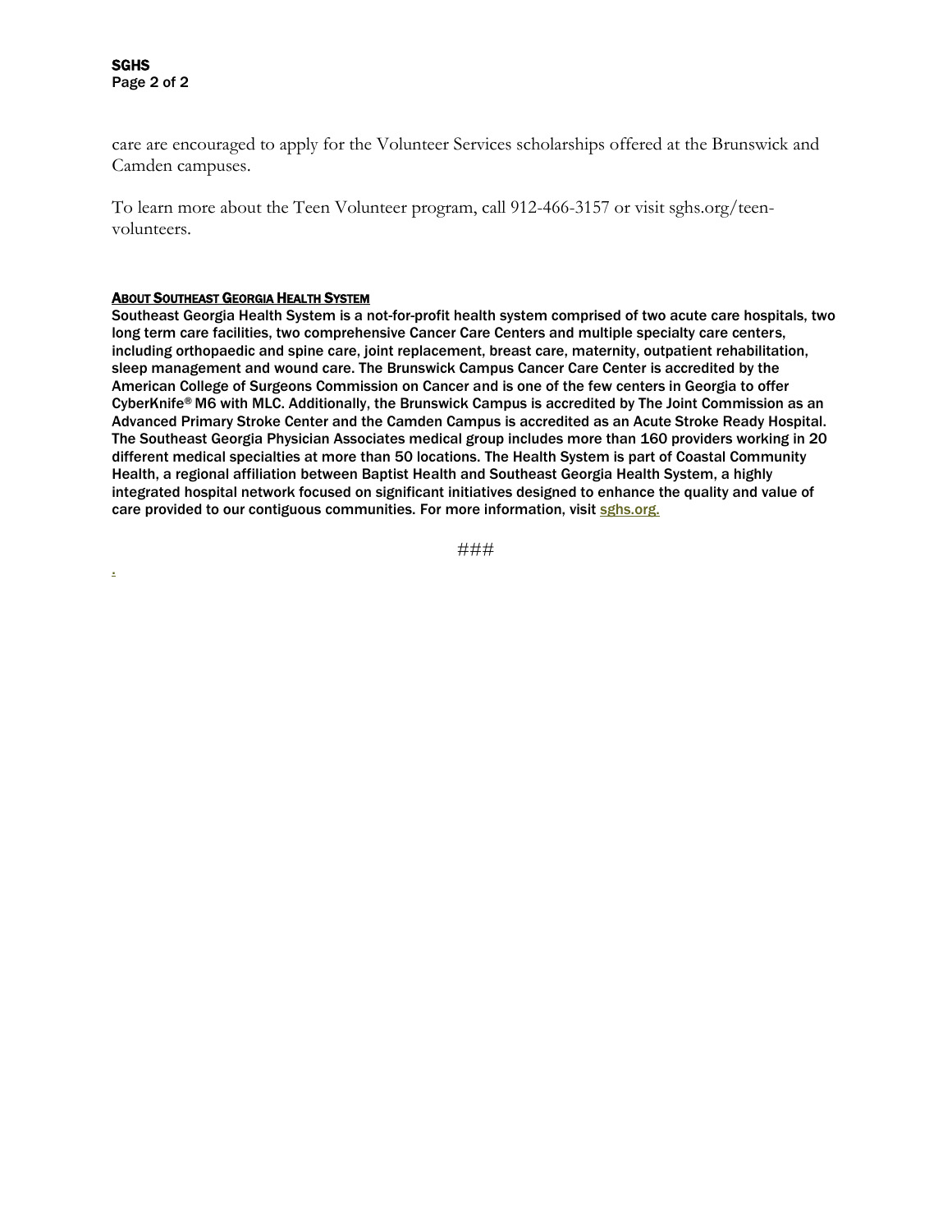care are encouraged to apply for the Volunteer Services scholarships offered at the Brunswick and Camden campuses.

To learn more about the Teen Volunteer program, call 912-466-3157 or visit sghs.org/teen-volunteers.

**ABOUT SOUTHEAST GEORGIA HEALTH SYSTEM**

**Southeast Georgia Health System is a not-for-profit health system comprised of two acute care hospitals, two long term care facilities, two comprehensive Cancer Care Centers and multiple specialty care centers, including orthopaedic and spine care, joint replacement, breast care, maternity, outpatient rehabilitation, sleep management and wound care. The Brunswick Campus Cancer Care Center is accredited by the American College of Surgeons Commission on Cancer and is one of the few centers in Georgia to offer CyberKnife® M6 with MLC. Additionally, the Brunswick Campus is accredited by The Joint Commission as an Advanced Primary Stroke Center and the Camden Campus is accredited as an Acute Stroke Ready Hospital. The Southeast Georgia Physician Associates medical group includes more than 160 providers working in 20 different medical specialties at more than 50 locations. The Health System is part of Coastal Community Health, a regional affiliation between Baptist Health and Southeast Georgia Health System, a highly integrated hospital network focused on significant initiatives designed to enhance the quality and value of care provided to our contiguous communities. For more information, visit sghs.org.**

###